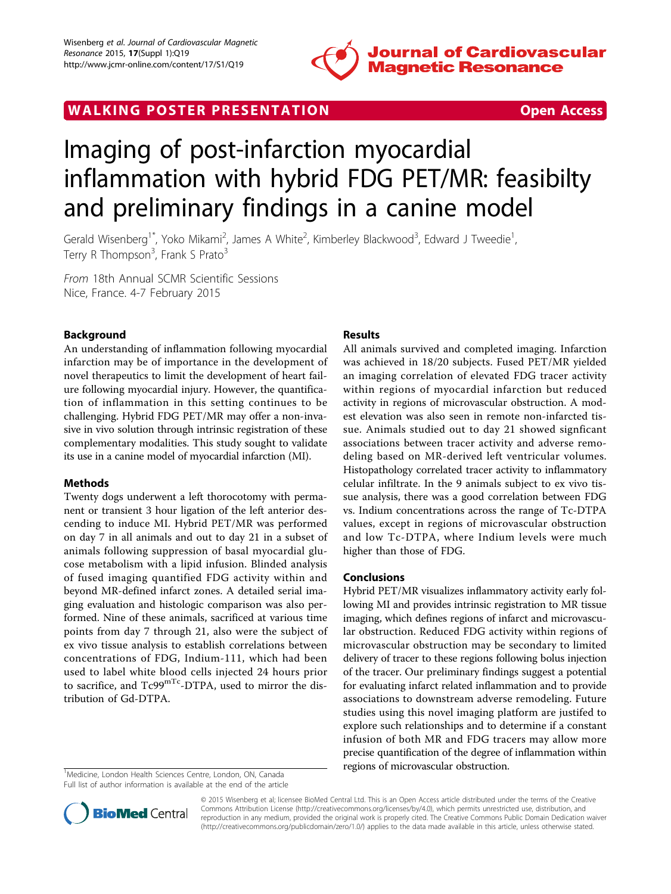WALKING POSTER PRESENTATION

Open Access

# Imaging of post-infarction myocardial inflammation with hybrid FDG PET/MR: feasibilty and preliminary findings in a canine model

Gerald Wisenberg[1*], Yoko Mikami[2], James A White[2], Kimberley Blackwood[3], Edward J Tweedie[1], Terry R Thompson[3], Frank S Prato[3]

*From* 18th Annual SCMR Scientific Sessions
Nice, France. 4-7 February 2015

## Background

An understanding of inflammation following myocardial infarction may be of importance in the development of novel therapeutics to limit the development of heart failure following myocardial injury. However, the quantification of inflammation in this setting continues to be challenging. Hybrid FDG PET/MR may offer a non-invasive in vivo solution through intrinsic registration of these complementary modalities. This study sought to validate its use in a canine model of myocardial infarction (MI).

## Methods

Twenty dogs underwent a left thorocotomy with permanent or transient 3 hour ligation of the left anterior descending to induce MI. Hybrid PET/MR was performed on day 7 in all animals and out to day 21 in a subset of animals following suppression of basal myocardial glucose metabolism with a lipid infusion. Blinded analysis of fused imaging quantified FDG activity within and beyond MR-defined infarct zones. A detailed serial imaging evaluation and histologic comparison was also performed. Nine of these animals, sacrificed at various time points from day 7 through 21, also were the subject of ex vivo tissue analysis to establish correlations between concentrations of FDG, Indium-111, which had been used to label white blood cells injected 24 hours prior to sacrifice, and $Tc99^{mTc}$-DTPA, used to mirror the distribution of Gd-DTPA.

## Results

All animals survived and completed imaging. Infarction was achieved in 18/20 subjects. Fused PET/MR yielded an imaging correlation of elevated FDG tracer activity within regions of myocardial infarction but reduced activity in regions of microvascular obstruction. A modest elevation was also seen in remote non-infarcted tissue. Animals studied out to day 21 showed signficant associations between tracer activity and adverse remodeling based on MR-derived left ventricular volumes. Histopathology correlated tracer activity to inflammatory celular infiltrate. In the 9 animals subject to ex vivo tissue analysis, there was a good correlation between FDG vs. Indium concentrations across the range of Tc-DTPA values, except in regions of microvascular obstruction and low Tc-DTPA, where Indium levels were much higher than those of FDG.

## Conclusions

Hybrid PET/MR visualizes inflammatory activity early following MI and provides intrinsic registration to MR tissue imaging, which defines regions of infarct and microvascular obstruction. Reduced FDG activity within regions of microvascular obstruction may be secondary to limited delivery of tracer to these regions following bolus injection of the tracer. Our preliminary findings suggest a potential for evaluating infarct related inflammation and to provide associations to downstream adverse remodeling. Future studies using this novel imaging platform are justifed to explore such relationships and to determine if a constant infusion of both MR and FDG tracers may allow more precise quantification of the degree of inflammation within regions of microvascular obstruction.

[1]Medicine, London Health Sciences Centre, London, ON, Canada
Full list of author information is available at the end of the article

© 2015 Wisenberg et al; licensee BioMed Central Ltd. This is an Open Access article distributed under the terms of the Creative Commons Attribution License (http://creativecommons.org/licenses/by/4.0), which permits unrestricted use, distribution, and reproduction in any medium, provided the original work is properly cited. The Creative Commons Public Domain Dedication waiver (http://creativecommons.org/publicdomain/zero/1.0/) applies to the data made available in this article, unless otherwise stated.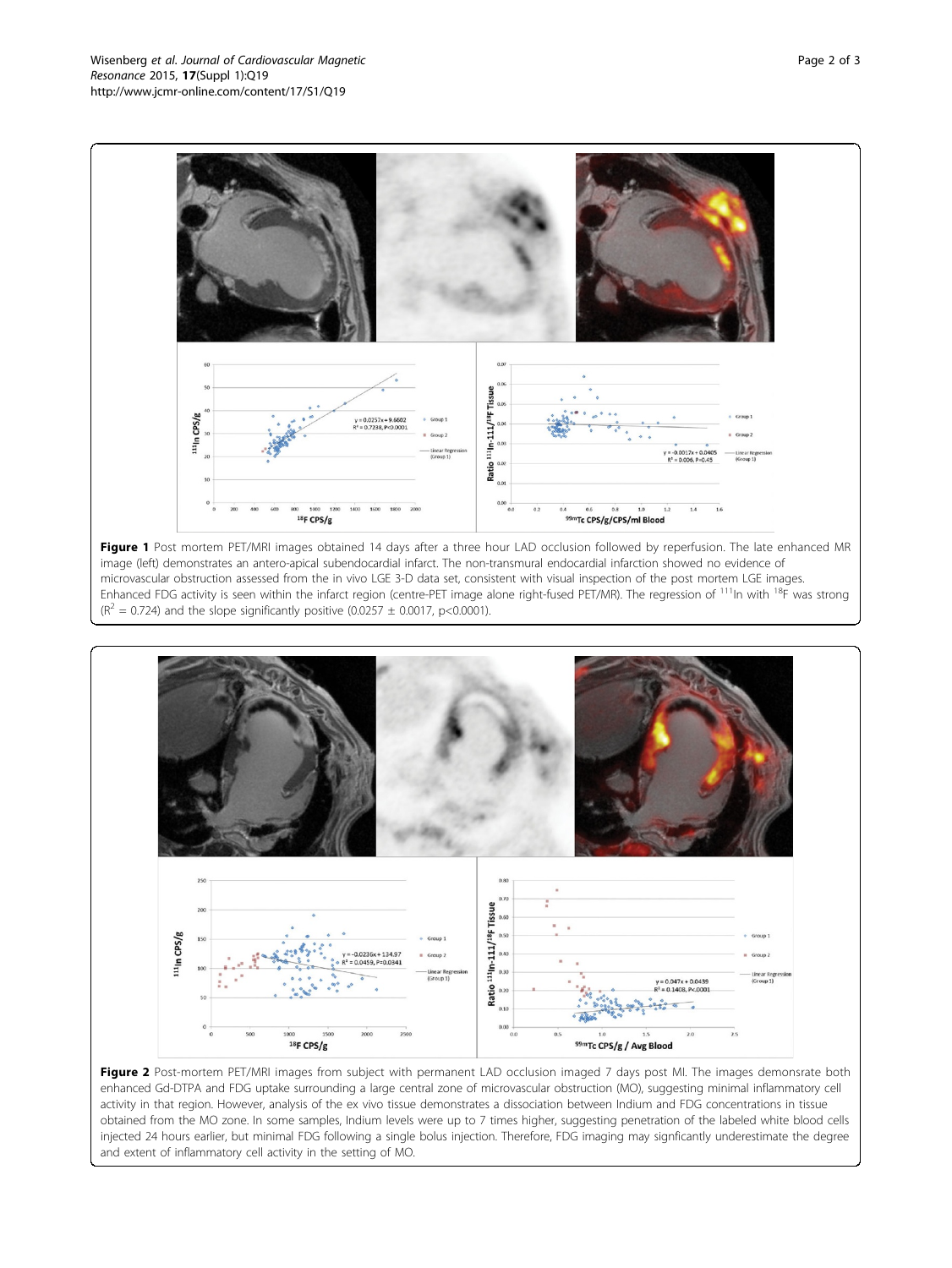**Figure 1** Post mortem PET/MRI images obtained 14 days after a three hour LAD occlusion followed by reperfusion. The late enhanced MR image (left) demonstrates an antero-apical subendocardial infarct. The non-transmural endocardial infarction showed no evidence of microvascular obstruction assessed from the in vivo LGE 3-D data set, consistent with visual inspection of the post mortem LGE images. Enhanced FDG activity is seen within the infarct region (centre-PET image alone right-fused PET/MR). The regression of $^{111}$In with $^{18}$F was strong ($R^2$ = 0.724) and the slope significantly positive (0.0257 ± 0.0017, $p<0.0001$).

**Figure 2** Post-mortem PET/MRI images from subject with permanent LAD occlusion imaged 7 days post MI. The images demonsrate both enhanced Gd-DTPA and FDG uptake surrounding a large central zone of microvascular obstruction (MO), suggesting minimal inflammatory cell activity in that region. However, analysis of the ex vivo tissue demonstrates a dissociation between Indium and FDG concentrations in tissue obtained from the MO zone. In some samples, Indium levels were up to 7 times higher, suggesting penetration of the labeled white blood cells injected 24 hours earlier, but minimal FDG following a single bolus injection. Therefore, FDG imaging may signficantly underestimate the degree and extent of inflammatory cell activity in the setting of MO.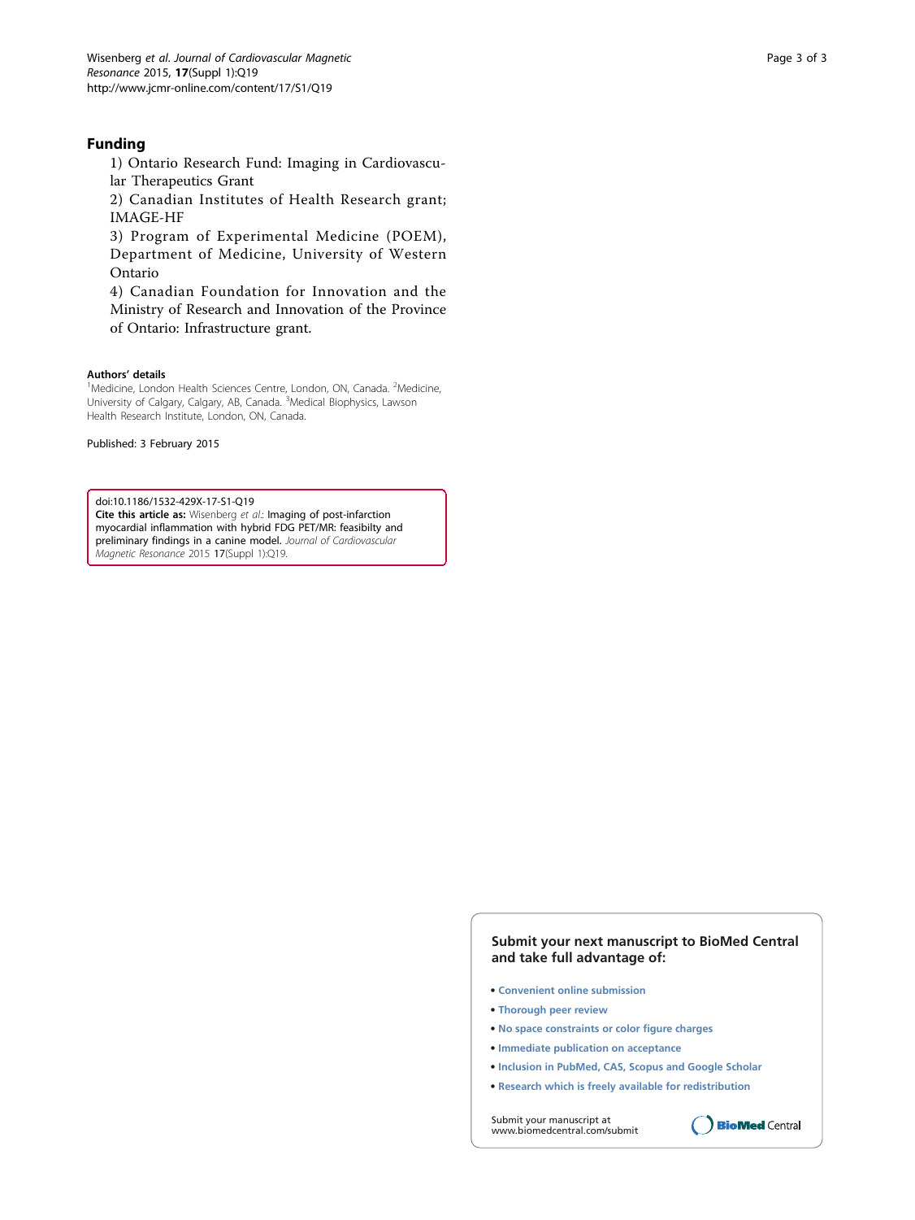## Funding

1) Ontario Research Fund: Imaging in Cardiovascular Therapeutics Grant
2) Canadian Institutes of Health Research grant; IMAGE-HF
3) Program of Experimental Medicine (POEM), Department of Medicine, University of Western Ontario
4) Canadian Foundation for Innovation and the Ministry of Research and Innovation of the Province of Ontario: Infrastructure grant.

#### Authors' details

[1]Medicine, London Health Sciences Centre, London, ON, Canada. [2]Medicine, University of Calgary, Calgary, AB, Canada. [3]Medical Biophysics, Lawson Health Research Institute, London, ON, Canada.

Published: 3 February 2015

doi:10.1186/1532-429X-17-S1-Q19
**Cite this article as:** Wisenberg *et al.*: Imaging of post-infarction myocardial inflammation with hybrid FDG PET/MR: feasibilty and preliminary findings in a canine model. *Journal of Cardiovascular Magnetic Resonance* 2015 **17**(Suppl 1):Q19.

**Submit your next manuscript to BioMed Central and take full advantage of:**

- Convenient online submission
- Thorough peer review
- No space constraints or color figure charges
- Immediate publication on acceptance
- Inclusion in PubMed, CAS, Scopus and Google Scholar
- Research which is freely available for redistribution

Submit your manuscript at
www.biomedcentral.com/submit

BioMed Central